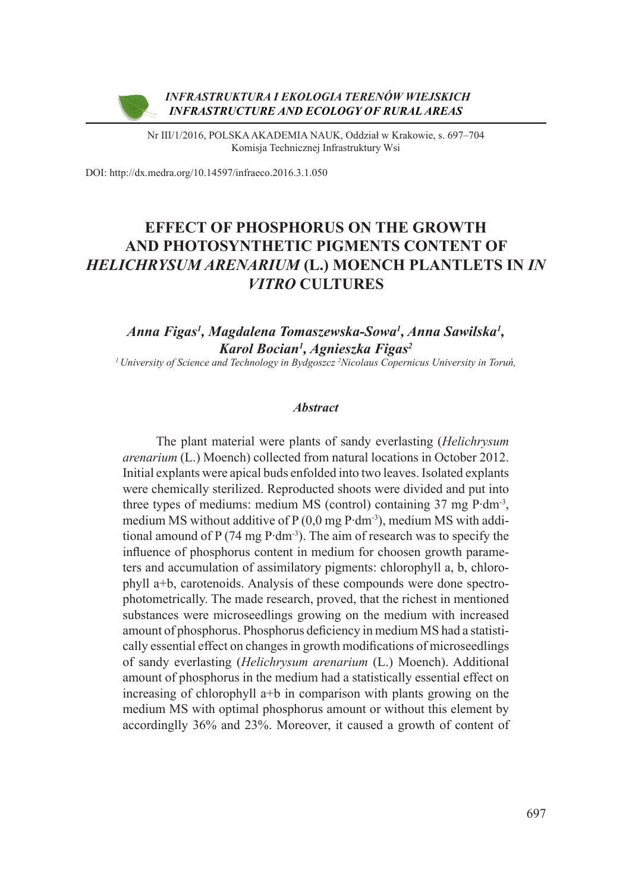*INFRASTRUKTURA I EKOLOGIA TERENÓW WIEJSKICH*
*INFRASTRUCTURE AND ECOLOGY OF RURAL AREAS*

Nr III/1/2016, POLSKA AKADEMIA NAUK, Oddział w Krakowie, s. 697–704
Komisja Technicznej Infrastruktury Wsi

DOI: http://dx.medra.org/10.14597/infraeco.2016.3.1.050

# EFFECT OF PHOSPHORUS ON THE GROWTH AND PHOTOSYNTHETIC PIGMENTS CONTENT OF *HELICHRYSUM ARENARIUM* (L.) MOENCH PLANTLETS IN *IN VITRO* CULTURES

***Anna Figas[1], Magdalena Tomaszewska-Sowa[1], Anna Sawilska[1], Karol Bocian[1], Agnieszka Figas[2]***

*[1] University of Science and Technology in Bydgoszcz [2]Nicolaus Copernicus University in Toruń,*

### *Abstract*

The plant material were plants of sandy everlasting (*Helichrysum arenarium* (L.) Moench) collected from natural locations in October 2012. Initial explants were apical buds enfolded into two leaves. Isolated explants were chemically sterilized. Reproducted shoots were divided and put into three types of mediums: medium MS (control) containing 37 mg P·dm$^{-3}$, medium MS without additive of P (0,0 mg P·dm$^{-3}$), medium MS with additional amound of P (74 mg P·dm$^{-3}$). The aim of research was to specify the influence of phosphorus content in medium for choosen growth parameters and accumulation of assimilatory pigments: chlorophyll a, b, chlorophyll a+b, carotenoids. Analysis of these compounds were done spectrophotometrically. The made research, proved, that the richest in mentioned substances were microseedlings growing on the medium with increased amount of phosphorus. Phosphorus deficiency in medium MS had a statistically essential effect on changes in growth modifications of microseedlings of sandy everlasting (*Helichrysum arenarium* (L.) Moench). Additional amount of phosphorus in the medium had a statistically essential effect on increasing of chlorophyll a+b in comparison with plants growing on the medium MS with optimal phosphorus amount or without this element by accordinglly 36% and 23%. Moreover, it caused a growth of content of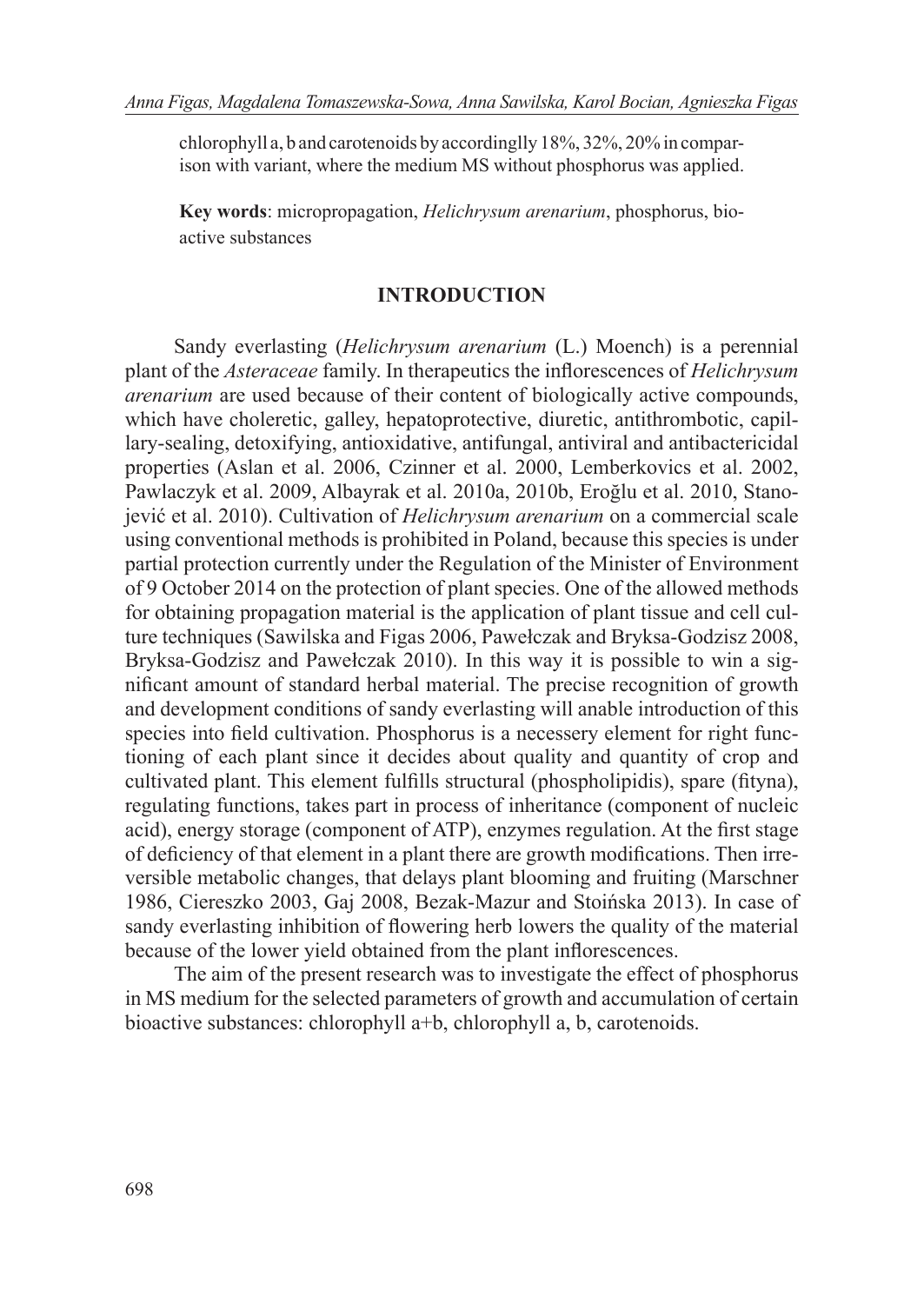chlorophyll a, b and carotenoids by accordinglly 18%, 32%, 20% in comparison with variant, where the medium MS without phosphorus was applied.

**Key words**: micropropagation, *Helichrysum arenarium*, phosphorus, bioactive substances

## INTRODUCTION

Sandy everlasting (*Helichrysum arenarium* (L.) Moench) is a perennial plant of the *Asteraceae* family. In therapeutics the inflorescences of *Helichrysum arenarium* are used because of their content of biologically active compounds, which have choleretic, galley, hepatoprotective, diuretic, antithrombotic, capillary-sealing, detoxifying, antioxidative, antifungal, antiviral and antibactericidal properties (Aslan et al. 2006, Czinner et al. 2000, Lemberkovics et al. 2002, Pawlaczyk et al. 2009, Albayrak et al. 2010a, 2010b, Eroğlu et al. 2010, Stanojević et al. 2010). Cultivation of *Helichrysum arenarium* on a commercial scale using conventional methods is prohibited in Poland, because this species is under partial protection currently under the Regulation of the Minister of Environment of 9 October 2014 on the protection of plant species. One of the allowed methods for obtaining propagation material is the application of plant tissue and cell culture techniques (Sawilska and Figas 2006, Pawełczak and Bryksa-Godzisz 2008, Bryksa-Godzisz and Pawełczak 2010). In this way it is possible to win a significant amount of standard herbal material. The precise recognition of growth and development conditions of sandy everlasting will anable introduction of this species into field cultivation. Phosphorus is a necessery element for right functioning of each plant since it decides about quality and quantity of crop and cultivated plant. This element fulfills structural (phospholipidis), spare (fityna), regulating functions, takes part in process of inheritance (component of nucleic acid), energy storage (component of ATP), enzymes regulation. At the first stage of deficiency of that element in a plant there are growth modifications. Then irreversible metabolic changes, that delays plant blooming and fruiting (Marschner 1986, Ciereszko 2003, Gaj 2008, Bezak-Mazur and Stoińska 2013). In case of sandy everlasting inhibition of flowering herb lowers the quality of the material because of the lower yield obtained from the plant inflorescences.

The aim of the present research was to investigate the effect of phosphorus in MS medium for the selected parameters of growth and accumulation of certain bioactive substances: chlorophyll a+b, chlorophyll a, b, carotenoids.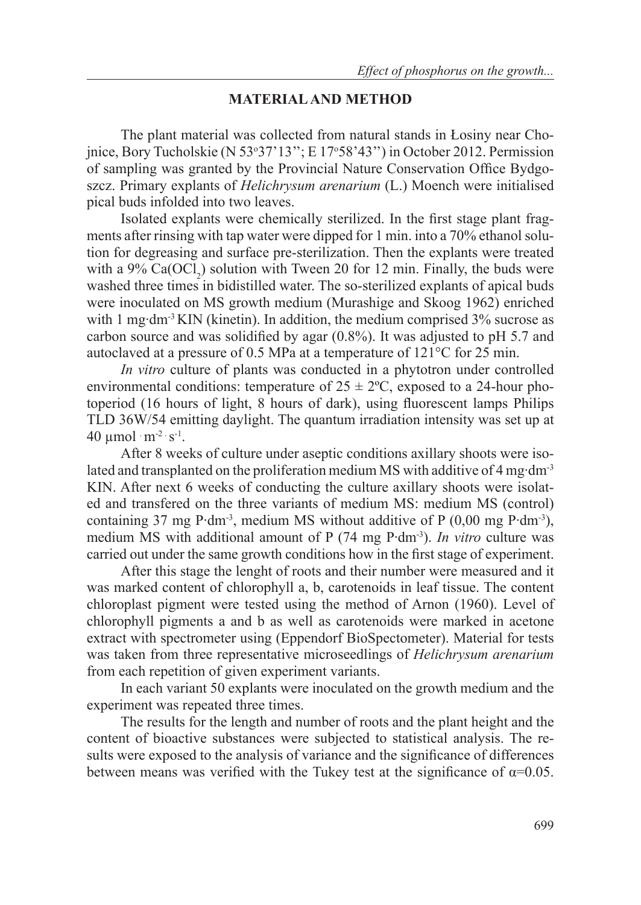## MATERIAL AND METHOD

The plant material was collected from natural stands in Łosiny near Chojnice, Bory Tucholskie (N 53°37'13''; E 17°58'43'') in October 2012. Permission of sampling was granted by the Provincial Nature Conservation Office Bydgoszcz. Primary explants of *Helichrysum arenarium* (L.) Moench were initialised pical buds infolded into two leaves.

Isolated explants were chemically sterilized. In the first stage plant fragments after rinsing with tap water were dipped for 1 min. into a 70% ethanol solution for degreasing and surface pre-sterilization. Then the explants were treated with a 9% $Ca(OCl_2)$ solution with Tween 20 for 12 min. Finally, the buds were washed three times in bidistilled water. The so-sterilized explants of apical buds were inoculated on MS growth medium (Murashige and Skoog 1962) enriched with 1 mg·dm$^{-3}$ KIN (kinetin). In addition, the medium comprised 3% sucrose as carbon source and was solidified by agar (0.8%). It was adjusted to pH 5.7 and autoclaved at a pressure of 0.5 MPa at a temperature of 121°C for 25 min.

*In vitro* culture of plants was conducted in a phytotron under controlled environmental conditions: temperature of 25 ± 2ºC, exposed to a 24-hour photoperiod (16 hours of light, 8 hours of dark), using fluorescent lamps Philips TLD 36W/54 emitting daylight. The quantum irradiation intensity was set up at 40 µmol · m$^{-2}$ · s$^{-1}$.

After 8 weeks of culture under aseptic conditions axillary shoots were isolated and transplanted on the proliferation medium MS with additive of 4 mg·dm$^{-3}$ KIN. After next 6 weeks of conducting the culture axillary shoots were isolated and transfered on the three variants of medium MS: medium MS (control) containing 37 mg P·dm$^{-3}$, medium MS without additive of P (0,00 mg P·dm$^{-3}$), medium MS with additional amount of P (74 mg P·dm$^{-3}$). *In vitro* culture was carried out under the same growth conditions how in the first stage of experiment.

After this stage the lenght of roots and their number were measured and it was marked content of chlorophyll a, b, carotenoids in leaf tissue. The content chloroplast pigment were tested using the method of Arnon (1960). Level of chlorophyll pigments a and b as well as carotenoids were marked in acetone extract with spectrometer using (Eppendorf BioSpectometer). Material for tests was taken from three representative microseedlings of *Helichrysum arenarium* from each repetition of given experiment variants.

In each variant 50 explants were inoculated on the growth medium and the experiment was repeated three times.

The results for the length and number of roots and the plant height and the content of bioactive substances were subjected to statistical analysis. The results were exposed to the analysis of variance and the significance of differences between means was verified with the Tukey test at the significance of $\alpha$=0.05.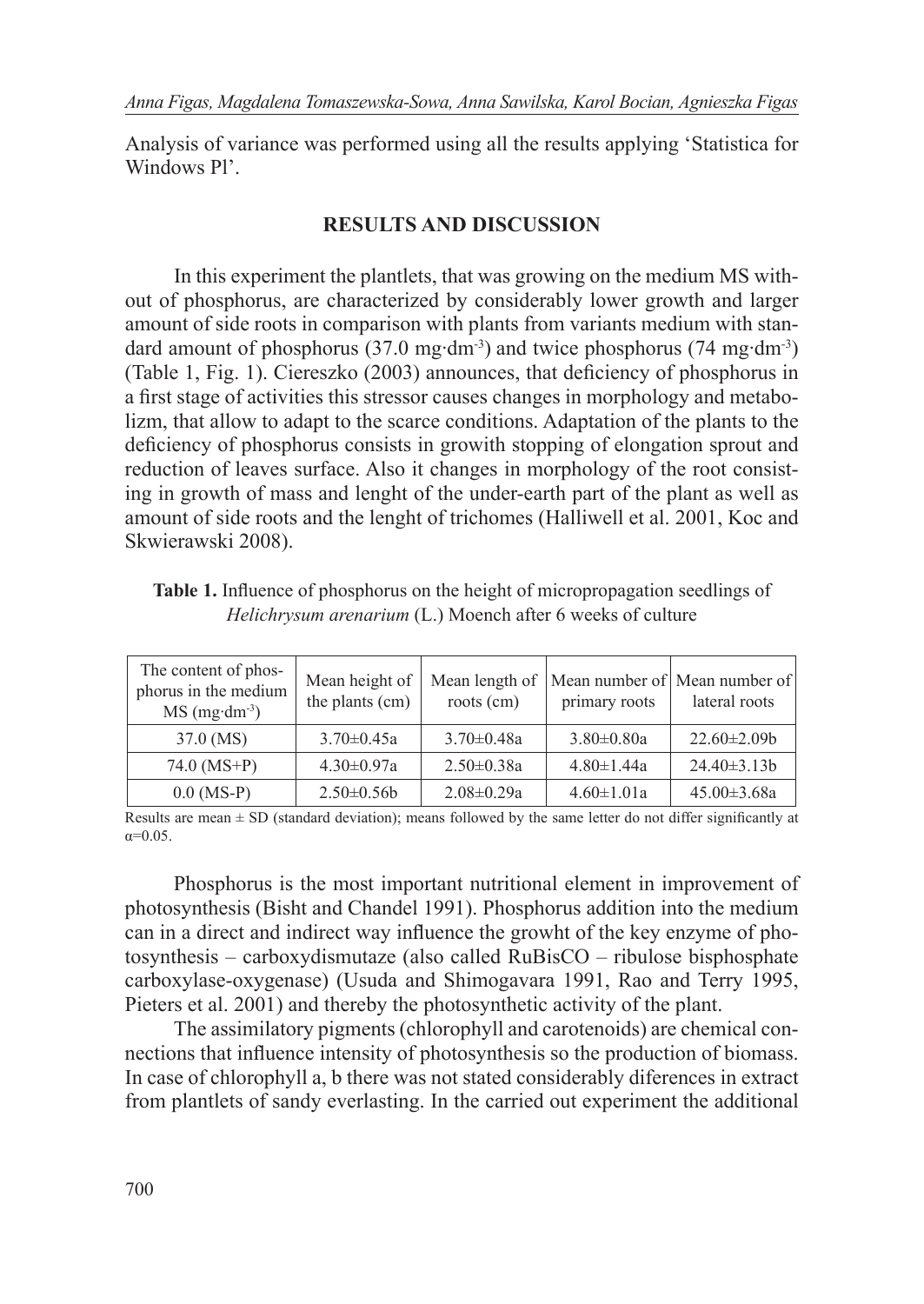Analysis of variance was performed using all the results applying 'Statistica for Windows Pl'.

## RESULTS AND DISCUSSION

In this experiment the plantlets, that was growing on the medium MS without of phosphorus, are characterized by considerably lower growth and larger amount of side roots in comparison with plants from variants medium with standard amount of phosphorus (37.0 mg·dm$^{-3}$) and twice phosphorus (74 mg·dm$^{-3}$) (Table 1, Fig. 1). Ciereszko (2003) announces, that deficiency of phosphorus in a first stage of activities this stressor causes changes in morphology and metabolizm, that allow to adapt to the scarce conditions. Adaptation of the plants to the deficiency of phosphorus consists in growith stopping of elongation sprout and reduction of leaves surface. Also it changes in morphology of the root consisting in growth of mass and lenght of the under-earth part of the plant as well as amount of side roots and the lenght of trichomes (Halliwell et al. 2001, Koc and Skwierawski 2008).

**Table 1.** Influence of phosphorus on the height of micropropagation seedlings of *Helichrysum arenarium* (L.) Moench after 6 weeks of culture

| The content of phosphorus in the medium MS (mg·dm$^{-3}$) | Mean height of the plants (cm) | Mean length of roots (cm) | Mean number of primary roots | Mean number of lateral roots |
|---|---|---|---|---|
| 37.0 (MS) | 3.70±0.45a | 3.70±0.48a | 3.80±0.80a | 22.60±2.09b |
| 74.0 (MS+P) | 4.30±0.97a | 2.50±0.38a | 4.80±1.44a | 24.40±3.13b |
| 0.0 (MS-P) | 2.50±0.56b | 2.08±0.29a | 4.60±1.01a | 45.00±3.68a |

Results are mean ± SD (standard deviation); means followed by the same letter do not differ significantly at $\alpha=0.05$.

Phosphorus is the most important nutritional element in improvement of photosynthesis (Bisht and Chandel 1991). Phosphorus addition into the medium can in a direct and indirect way influence the growht of the key enzyme of photosynthesis – carboxydismutaze (also called RuBisCO – ribulose bisphosphate carboxylase-oxygenase) (Usuda and Shimogavara 1991, Rao and Terry 1995, Pieters et al. 2001) and thereby the photosynthetic activity of the plant.

The assimilatory pigments (chlorophyll and carotenoids) are chemical connections that influence intensity of photosynthesis so the production of biomass. In case of chlorophyll a, b there was not stated considerably diferences in extract from plantlets of sandy everlasting. In the carried out experiment the additional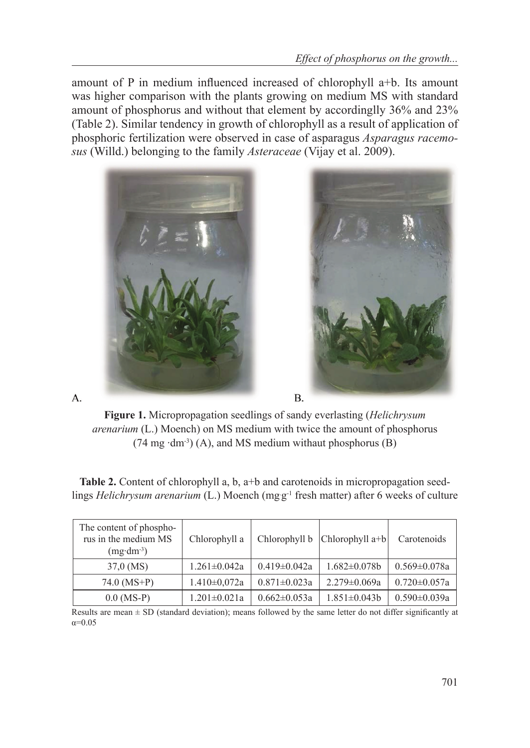amount of P in medium influenced increased of chlorophyll a+b. Its amount was higher comparison with the plants growing on medium MS with standard amount of phosphorus and without that element by accordinglly 36% and 23% (Table 2). Similar tendency in growth of chlorophyll as a result of application of phosphoric fertilization were observed in case of asparagus *Asparagus racemosus* (Willd.) belonging to the family *Asteraceae* (Vijay et al. 2009).

A. B.

**Figure 1.** Micropropagation seedlings of sandy everlasting (*Helichrysum arenarium* (L.) Moench) on MS medium with twice the amount of phosphorus (74 mg $\cdot$dm$^{-3}$) (A), and MS medium withaut phosphorus (B)

**Table 2.** Content of chlorophyll a, b, a+b and carotenoids in micropropagation seedlings *Helichrysum arenarium* (L.) Moench (mg$\cdot$g$^{-1}$ fresh matter) after 6 weeks of culture

| The content of phosphorus in the medium MS (mg$\cdot$dm$^{-3}$) | Chlorophyll a | Chlorophyll b | Chlorophyll a+b | Carotenoids |
|---|---|---|---|---|
| 37,0 (MS) | 1.261±0.042a | 0.419±0.042a | 1.682±0.078b | 0.569±0.078a |
| 74.0 (MS+P) | 1.410±0,072a | 0.871±0.023a | 2.279±0.069a | 0.720±0.057a |
| 0.0 (MS-P) | 1.201±0.021a | 0.662±0.053a | 1.851±0.043b | 0.590±0.039a |

Results are mean ± SD (standard deviation); means followed by the same letter do not differ significantly at $\alpha$=0.05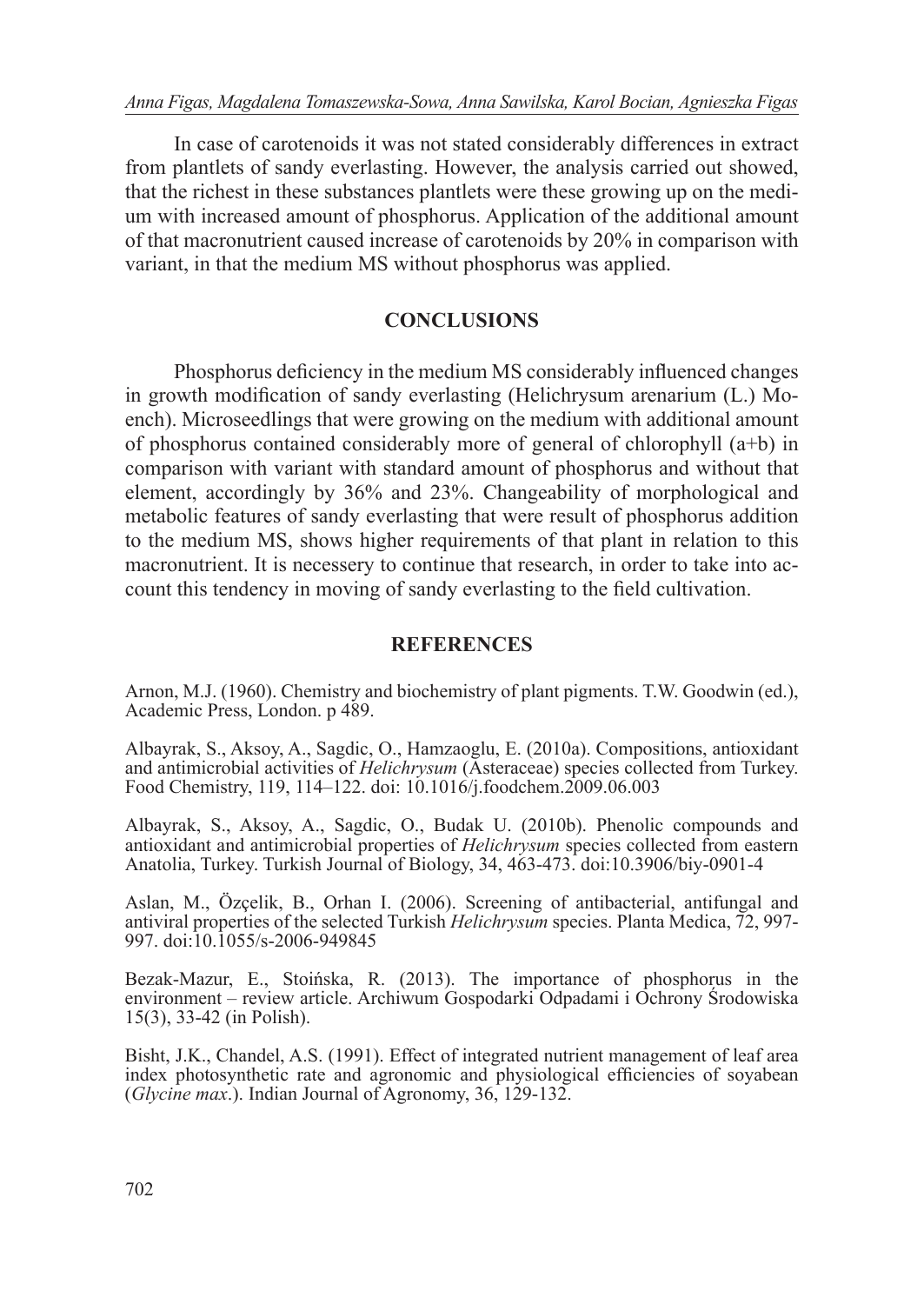In case of carotenoids it was not stated considerably differences in extract from plantlets of sandy everlasting. However, the analysis carried out showed, that the richest in these substances plantlets were these growing up on the medium with increased amount of phosphorus. Application of the additional amount of that macronutrient caused increase of carotenoids by 20% in comparison with variant, in that the medium MS without phosphorus was applied.

## CONCLUSIONS

Phosphorus deficiency in the medium MS considerably influenced changes in growth modification of sandy everlasting (Helichrysum arenarium (L.) Moench). Microseedlings that were growing on the medium with additional amount of phosphorus contained considerably more of general of chlorophyll (a+b) in comparison with variant with standard amount of phosphorus and without that element, accordingly by 36% and 23%. Changeability of morphological and metabolic features of sandy everlasting that were result of phosphorus addition to the medium MS, shows higher requirements of that plant in relation to this macronutrient. It is necessery to continue that research, in order to take into account this tendency in moving of sandy everlasting to the field cultivation.

## REFERENCES

Arnon, M.J. (1960). Chemistry and biochemistry of plant pigments. T.W. Goodwin (ed.), Academic Press, London. p 489.

Albayrak, S., Aksoy, A., Sagdic, O., Hamzaoglu, E. (2010a). Compositions, antioxidant and antimicrobial activities of *Helichrysum* (Asteraceae) species collected from Turkey. Food Chemistry, 119, 114–122. doi: 10.1016/j.foodchem.2009.06.003

Albayrak, S., Aksoy, A., Sagdic, O., Budak U. (2010b). Phenolic compounds and antioxidant and antimicrobial properties of *Helichrysum* species collected from eastern Anatolia, Turkey. Turkish Journal of Biology, 34, 463-473. doi:10.3906/biy-0901-4

Aslan, M., Özçelik, B., Orhan I. (2006). Screening of antibacterial, antifungal and antiviral properties of the selected Turkish *Helichrysum* species. Planta Medica, 72, 997-997. doi:10.1055/s-2006-949845

Bezak-Mazur, E., Stoińska, R. (2013). The importance of phosphorus in the environment – review article. Archiwum Gospodarki Odpadami i Ochrony Środowiska 15(3), 33-42 (in Polish).

Bisht, J.K., Chandel, A.S. (1991). Effect of integrated nutrient management of leaf area index photosynthetic rate and agronomic and physiological efficiencies of soyabean (*Glycine max*.). Indian Journal of Agronomy, 36, 129-132.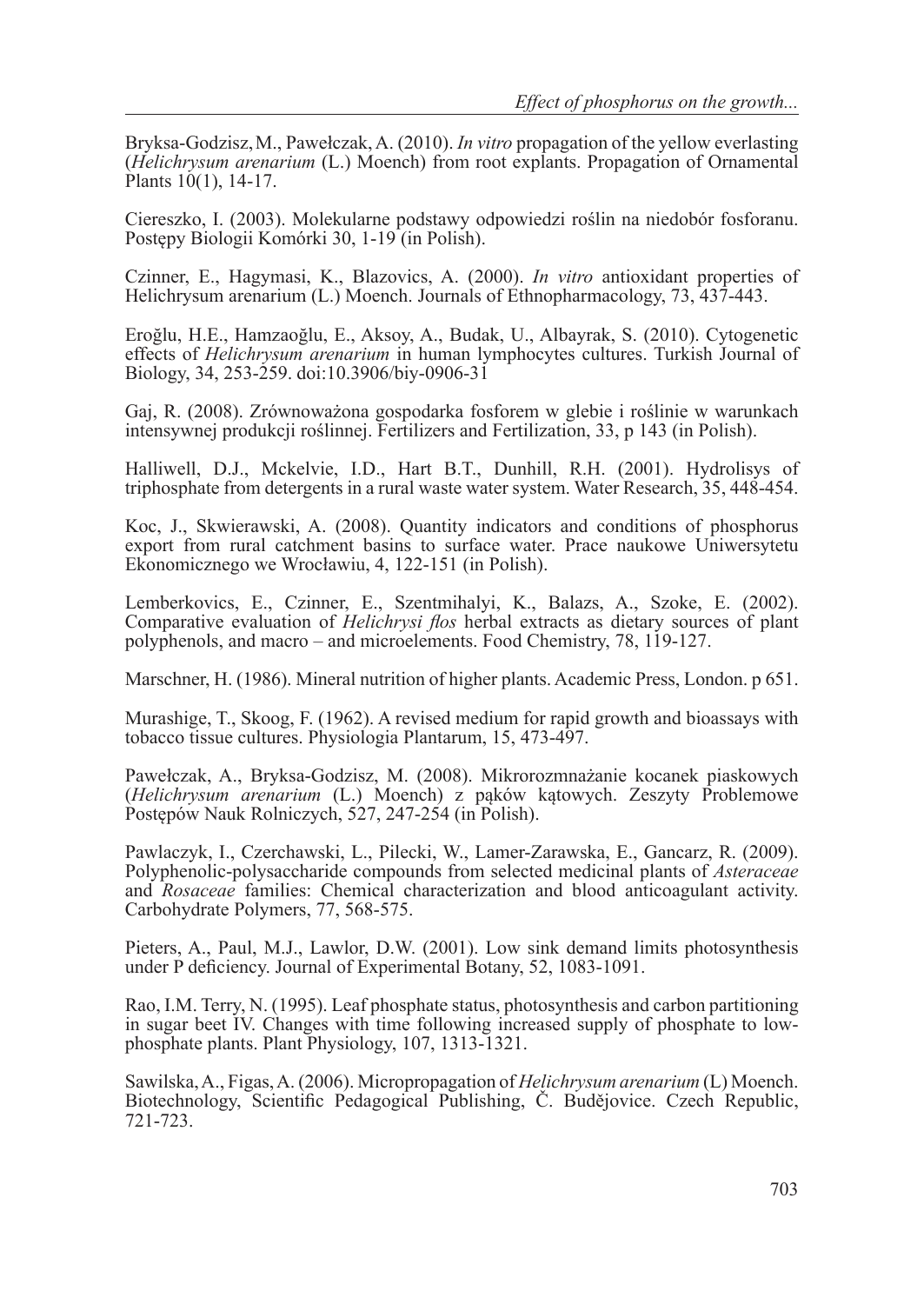Bryksa-Godzisz, M., Pawełczak, A. (2010). *In vitro* propagation of the yellow everlasting (*Helichrysum arenarium* (L.) Moench) from root explants. Propagation of Ornamental Plants 10(1), 14-17.

Ciereszko, I. (2003). Molekularne podstawy odpowiedzi roślin na niedobór fosforanu. Postępy Biologii Komórki 30, 1-19 (in Polish).

Czinner, E., Hagymasi, K., Blazovics, A. (2000). *In vitro* antioxidant properties of Helichrysum arenarium (L.) Moench. Journals of Ethnopharmacology, 73, 437-443.

Eroğlu, H.E., Hamzaoğlu, E., Aksoy, A., Budak, U., Albayrak, S. (2010). Cytogenetic effects of *Helichrysum arenarium* in human lymphocytes cultures. Turkish Journal of Biology, 34, 253-259. doi:10.3906/biy-0906-31

Gaj, R. (2008). Zrównoważona gospodarka fosforem w glebie i roślinie w warunkach intensywnej produkcji roślinnej. Fertilizers and Fertilization, 33, p 143 (in Polish).

Halliwell, D.J., Mckelvie, I.D., Hart B.T., Dunhill, R.H. (2001). Hydrolisys of triphosphate from detergents in a rural waste water system. Water Research, 35, 448-454.

Koc, J., Skwierawski, A. (2008). Quantity indicators and conditions of phosphorus export from rural catchment basins to surface water. Prace naukowe Uniwersytetu Ekonomicznego we Wrocławiu, 4, 122-151 (in Polish).

Lemberkovics, E., Czinner, E., Szentmihalyi, K., Balazs, A., Szoke, E. (2002). Comparative evaluation of *Helichrysi flos* herbal extracts as dietary sources of plant polyphenols, and macro – and microelements. Food Chemistry, 78, 119-127.

Marschner, H. (1986). Mineral nutrition of higher plants. Academic Press, London. p 651.

Murashige, T., Skoog, F. (1962). A revised medium for rapid growth and bioassays with tobacco tissue cultures. Physiologia Plantarum, 15, 473-497.

Pawełczak, A., Bryksa-Godzisz, M. (2008). Mikrorozmnażanie kocanek piaskowych (*Helichrysum arenarium* (L.) Moench) z pąków kątowych. Zeszyty Problemowe Postępów Nauk Rolniczych, 527, 247-254 (in Polish).

Pawlaczyk, I., Czerchawski, L., Pilecki, W., Lamer-Zarawska, E., Gancarz, R. (2009). Polyphenolic-polysaccharide compounds from selected medicinal plants of *Asteraceae* and *Rosaceae* families: Chemical characterization and blood anticoagulant activity. Carbohydrate Polymers, 77, 568-575.

Pieters, A., Paul, M.J., Lawlor, D.W. (2001). Low sink demand limits photosynthesis under P deficiency. Journal of Experimental Botany, 52, 1083-1091.

Rao, I.M. Terry, N. (1995). Leaf phosphate status, photosynthesis and carbon partitioning in sugar beet IV. Changes with time following increased supply of phosphate to low-phosphate plants. Plant Physiology, 107, 1313-1321.

Sawilska, A., Figas, A. (2006). Micropropagation of *Helichrysum arenarium* (L) Moench. Biotechnology, Scientific Pedagogical Publishing, Č. Budějovice. Czech Republic, 721-723.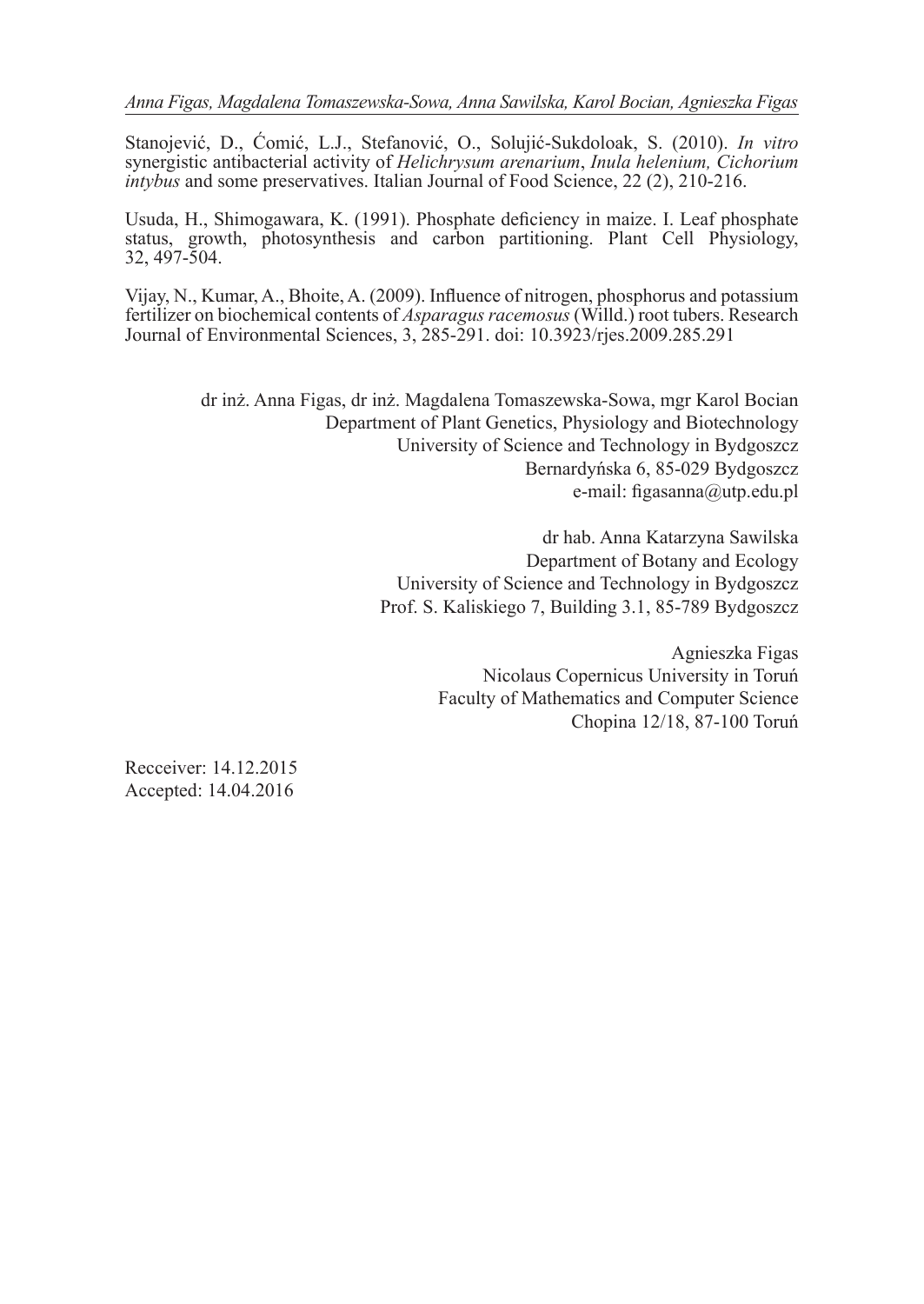Stanojević, D., Ćomić, L.J., Stefanović, O., Solujić-Sukdoloak, S. (2010). *In vitro* synergistic antibacterial activity of *Helichrysum arenarium*, *Inula helenium, Cichorium intybus* and some preservatives. Italian Journal of Food Science, 22 (2), 210-216.

Usuda, H., Shimogawara, K. (1991). Phosphate deficiency in maize. I. Leaf phosphate status, growth, photosynthesis and carbon partitioning. Plant Cell Physiology, 32, 497-504.

Vijay, N., Kumar, A., Bhoite, A. (2009). Influence of nitrogen, phosphorus and potassium fertilizer on biochemical contents of *Asparagus racemosus* (Willd.) root tubers. Research Journal of Environmental Sciences, 3, 285-291. doi: 10.3923/rjes.2009.285.291

dr inż. Anna Figas, dr inż. Magdalena Tomaszewska-Sowa, mgr Karol Bocian
Department of Plant Genetics, Physiology and Biotechnology
University of Science and Technology in Bydgoszcz
Bernardyńska 6, 85-029 Bydgoszcz
e-mail: figasanna@utp.edu.pl

dr hab. Anna Katarzyna Sawilska
Department of Botany and Ecology
University of Science and Technology in Bydgoszcz
Prof. S. Kaliskiego 7, Building 3.1, 85-789 Bydgoszcz

Agnieszka Figas
Nicolaus Copernicus University in Toruń
Faculty of Mathematics and Computer Science
Chopina 12/18, 87-100 Toruń

Recceiver: 14.12.2015
Accepted: 14.04.2016